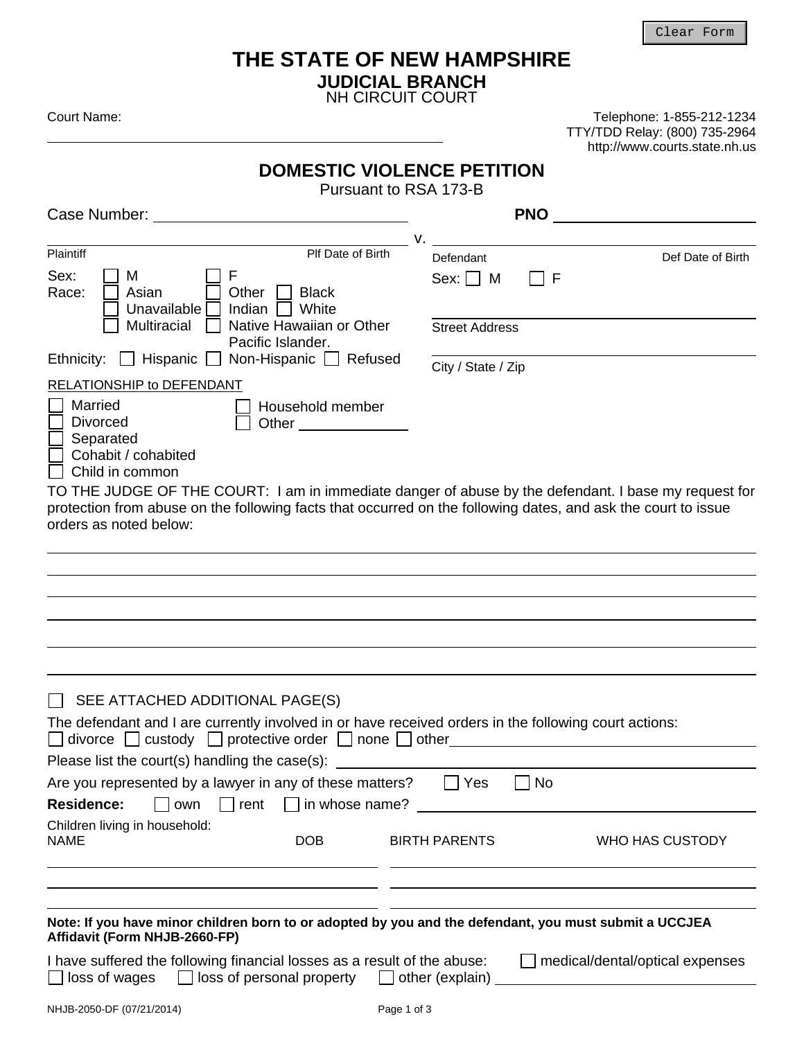Clear Form

# THE STATE OF NEW HAMPSHIRE
## JUDICIAL BRANCH
NH CIRCUIT COURT

Court Name: ______________________________

Telephone: 1-855-212-1234
TTY/TDD Relay: (800) 735-2964
http://www.courts.state.nh.us

## DOMESTIC VIOLENCE PETITION
Pursuant to RSA 173-B

Case Number: ______________________ **PNO** ______________________

______________________ v. ______________________

Plaintiff Plf Date of Birth

Sex: ☐ M ☐ F
Race: ☐ Asian ☐ Other ☐ Black ☐ Unavailable ☐ Indian ☐ White ☐ Multiracial ☐ Native Hawaiian or Other Pacific Islander.
Ethnicity: ☐ Hispanic ☐ Non-Hispanic ☐ Refused

Defendant Def Date of Birth

Sex: ☐ M ☐ F

______________________
Street Address

______________________
City / State / Zip

RELATIONSHIP to DEFENDANT

☐ Married
☐ Divorced
☐ Separated
☐ Cohabit / cohabited
☐ Child in common
☐ Household member
☐ Other ______________

TO THE JUDGE OF THE COURT: I am in immediate danger of abuse by the defendant. I base my request for protection from abuse on the following facts that occurred on the following dates, and ask the court to issue orders as noted below:

______________________________________________________________________

______________________________________________________________________

______________________________________________________________________

______________________________________________________________________

______________________________________________________________________

______________________________________________________________________

☐ SEE ATTACHED ADDITIONAL PAGE(S)

The defendant and I are currently involved in or have received orders in the following court actions:
☐ divorce ☐ custody ☐ protective order ☐ none ☐ other______________________

Please list the court(s) handling the case(s): ______________________

Are you represented by a lawyer in any of these matters? ☐ Yes ☐ No

**Residence:** ☐ own ☐ rent ☐ in whose name? ______________________

Children living in household:

| NAME | DOB | BIRTH PARENTS | WHO HAS CUSTODY |
| --- | --- | --- | --- |
| | | | |
| | | | |
| | | | |

**Note: If you have minor children born to or adopted by you and the defendant, you must submit a UCCJEA Affidavit (Form NHJB-2660-FP)**

I have suffered the following financial losses as a result of the abuse: ☐ medical/dental/optical expenses
☐ loss of wages ☐ loss of personal property ☐ other (explain) ______________________

NHJB-2050-DF (07/21/2014)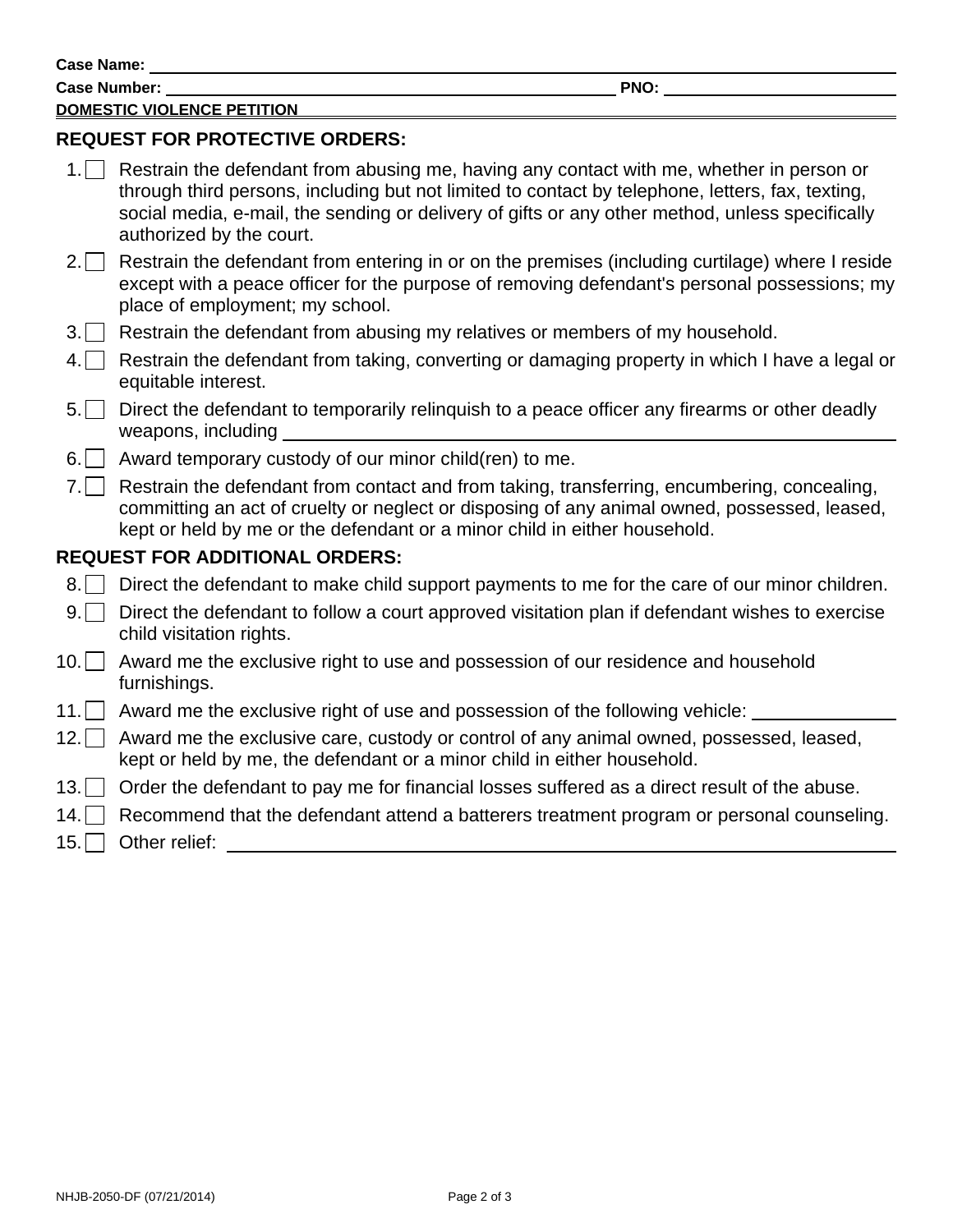Case Name: \_\_\_\_\_\_\_\_\_\_\_\_\_\_\_\_\_\_\_\_\_\_\_\_\_\_\_\_\_\_\_\_\_\_\_\_\_\_\_\_

Case Number: \_\_\_\_\_\_\_\_\_\_\_\_\_\_\_\_\_\_\_\_\_\_\_\_\_\_\_\_ PNO: \_\_\_\_\_\_\_\_\_\_\_\_\_\_\_\_

**DOMESTIC VIOLENCE PETITION**

## REQUEST FOR PROTECTIVE ORDERS:

1. ☐ Restrain the defendant from abusing me, having any contact with me, whether in person or through third persons, including but not limited to contact by telephone, letters, fax, texting, social media, e-mail, the sending or delivery of gifts or any other method, unless specifically authorized by the court.
2. ☐ Restrain the defendant from entering in or on the premises (including curtilage) where I reside except with a peace officer for the purpose of removing defendant's personal possessions; my place of employment; my school.
3. ☐ Restrain the defendant from abusing my relatives or members of my household.
4. ☐ Restrain the defendant from taking, converting or damaging property in which I have a legal or equitable interest.
5. ☐ Direct the defendant to temporarily relinquish to a peace officer any firearms or other deadly weapons, including \_\_\_\_\_\_\_\_\_\_\_\_\_\_\_\_\_\_\_\_\_\_\_\_\_\_\_\_
6. ☐ Award temporary custody of our minor child(ren) to me.
7. ☐ Restrain the defendant from contact and from taking, transferring, encumbering, concealing, committing an act of cruelty or neglect or disposing of any animal owned, possessed, leased, kept or held by me or the defendant or a minor child in either household.

## REQUEST FOR ADDITIONAL ORDERS:

8. ☐ Direct the defendant to make child support payments to me for the care of our minor children.
9. ☐ Direct the defendant to follow a court approved visitation plan if defendant wishes to exercise child visitation rights.
10. ☐ Award me the exclusive right to use and possession of our residence and household furnishings.
11. ☐ Award me the exclusive right of use and possession of the following vehicle: \_\_\_\_\_\_\_\_\_\_\_\_
12. ☐ Award me the exclusive care, custody or control of any animal owned, possessed, leased, kept or held by me, the defendant or a minor child in either household.
13. ☐ Order the defendant to pay me for financial losses suffered as a direct result of the abuse.
14. ☐ Recommend that the defendant attend a batterers treatment program or personal counseling.
15. ☐ Other relief: \_\_\_\_\_\_\_\_\_\_\_\_\_\_\_\_\_\_\_\_\_\_\_\_\_\_\_\_\_\_\_\_\_\_\_\_\_\_\_\_

NHJB-2050-DF (07/21/2014)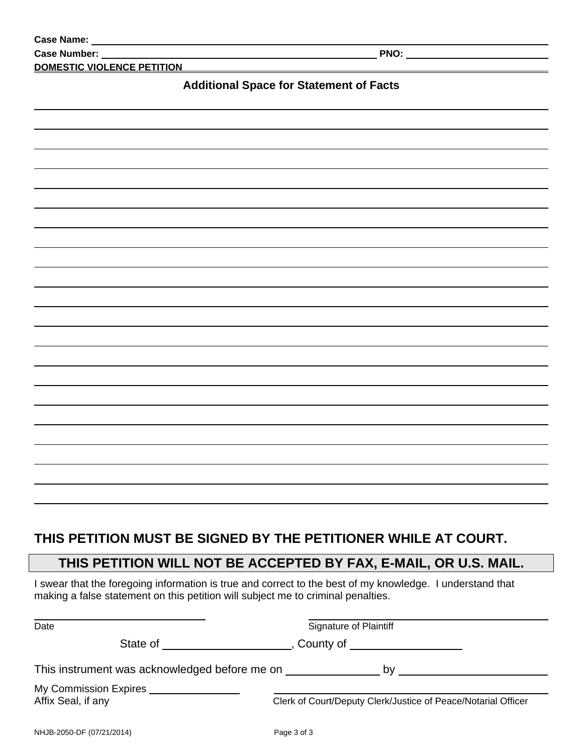Case Name: ______________________________________________

Case Number: ______________________________ PNO: ______________________

**DOMESTIC VIOLENCE PETITION**

## Additional Space for Statement of Facts

_______________________________________________________________________________

_______________________________________________________________________________

_______________________________________________________________________________

_______________________________________________________________________________

_______________________________________________________________________________

_______________________________________________________________________________

_______________________________________________________________________________

_______________________________________________________________________________

_______________________________________________________________________________

_______________________________________________________________________________

_______________________________________________________________________________

_______________________________________________________________________________

_______________________________________________________________________________

_______________________________________________________________________________

_______________________________________________________________________________

_______________________________________________________________________________

_______________________________________________________________________________

_______________________________________________________________________________

_______________________________________________________________________________

_______________________________________________________________________________

## THIS PETITION MUST BE SIGNED BY THE PETITIONER WHILE AT COURT.

## THIS PETITION WILL NOT BE ACCEPTED BY FAX, E-MAIL, OR U.S. MAIL.

I swear that the foregoing information is true and correct to the best of my knowledge. I understand that making a false statement on this petition will subject me to criminal penalties.

______________________________ ______________________________

Date Signature of Plaintiff

State of ____________________, County of ____________________

This instrument was acknowledged before me on ______________ by ____________________

My Commission Expires ______________

Affix Seal, if any

______________________________

Clerk of Court/Deputy Clerk/Justice of Peace/Notarial Officer

NHJB-2050-DF (07/21/2014)